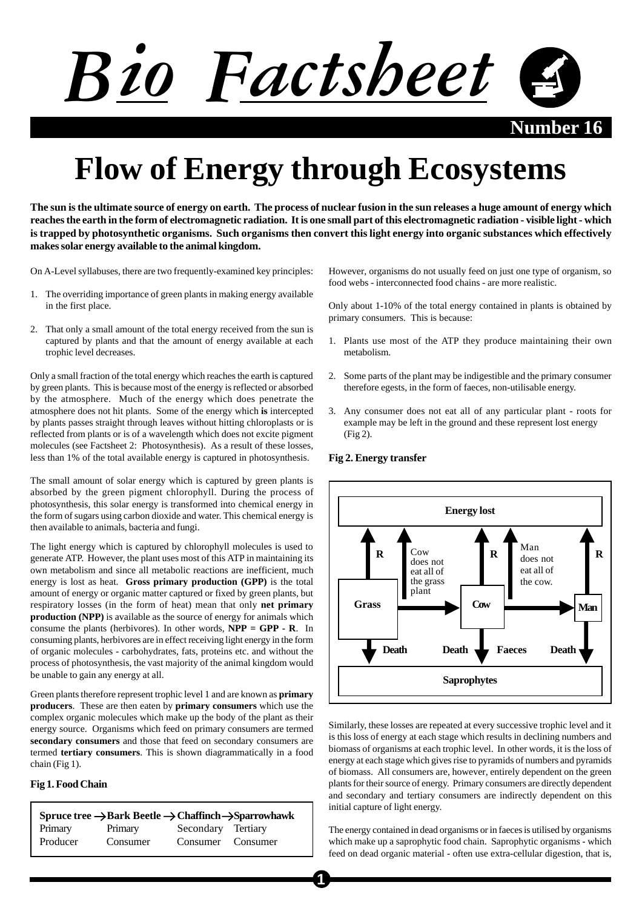# Bio Factsheet

Number 16

# Flow of Energy through Ecosystems

**The sun is the ultimate source of energy on earth. The process of nuclear fusion in the sun releases a huge amount of energy which reaches the earth in the form of electromagnetic radiation. It is one small part of this electromagnetic radiation - visible light - which is trapped by photosynthetic organisms. Such organisms then convert this light energy into organic substances which effectively makes solar energy available to the animal kingdom.**

On A-Level syllabuses, there are two frequently-examined key principles:

1. The overriding importance of green plants in making energy available in the first place.
2. That only a small amount of the total energy received from the sun is captured by plants and that the amount of energy available at each trophic level decreases.

Only a small fraction of the total energy which reaches the earth is captured by green plants. This is because most of the energy is reflected or absorbed by the atmosphere. Much of the energy which does penetrate the atmosphere does not hit plants. Some of the energy which **is** intercepted by plants passes straight through leaves without hitting chloroplasts or is reflected from plants or is of a wavelength which does not excite pigment molecules (see Factsheet 2: Photosynthesis). As a result of these losses, less than 1% of the total available energy is captured in photosynthesis.

The small amount of solar energy which is captured by green plants is absorbed by the green pigment chlorophyll. During the process of photosynthesis, this solar energy is transformed into chemical energy in the form of sugars using carbon dioxide and water. This chemical energy is then available to animals, bacteria and fungi.

The light energy which is captured by chlorophyll molecules is used to generate ATP. However, the plant uses most of this ATP in maintaining its own metabolism and since all metabolic reactions are inefficient, much energy is lost as heat. **Gross primary production (GPP)** is the total amount of energy or organic matter captured or fixed by green plants, but respiratory losses (in the form of heat) mean that only **net primary production (NPP)** is available as the source of energy for animals which consume the plants (herbivores). In other words, **NPP = GPP - R**. In consuming plants, herbivores are in effect receiving light energy in the form of organic molecules - carbohydrates, fats, proteins etc. and without the process of photosynthesis, the vast majority of the animal kingdom would be unable to gain any energy at all.

Green plants therefore represent trophic level 1 and are known as **primary producers**. These are then eaten by **primary consumers** which use the complex organic molecules which make up the body of the plant as their energy source. Organisms which feed on primary consumers are termed **secondary consumers** and those that feed on secondary consumers are termed **tertiary consumers**. This is shown diagrammatically in a food chain (Fig 1).

**Fig 1. Food Chain**

| **Spruce tree →** | **Bark Beetle →** | **Chaffinch →** | **Sparrowhawk** |
|---|---|---|---|
| Primary Producer | Primary Consumer | Secondary Consumer | Tertiary Consumer |

However, organisms do not usually feed on just one type of organism, so food webs - interconnected food chains - are more realistic.

Only about 1-10% of the total energy contained in plants is obtained by primary consumers. This is because:

1. Plants use most of the ATP they produce maintaining their own metabolism.
2. Some parts of the plant may be indigestible and the primary consumer therefore egests, in the form of faeces, non-utilisable energy.
3. Any consumer does not eat all of any particular plant - roots for example may be left in the ground and these represent lost energy (Fig 2).

**Fig 2. Energy transfer**

Energy lost

R | Cow does not eat all of the grass plant | R | Man does not eat all of the cow. | R

Grass → Cow → Man

Death | Death | Faeces | Death

Saprophytes

Similarly, these losses are repeated at every successive trophic level and it is this loss of energy at each stage which results in declining numbers and biomass of organisms at each trophic level. In other words, it is the loss of energy at each stage which gives rise to pyramids of numbers and pyramids of biomass. All consumers are, however, entirely dependent on the green plants for their source of energy. Primary consumers are directly dependent and secondary and tertiary consumers are indirectly dependent on this initial capture of light energy.

The energy contained in dead organisms or in faeces is utilised by organisms which make up a saprophytic food chain. Saprophytic organisms - which feed on dead organic material - often use extra-cellular digestion, that is,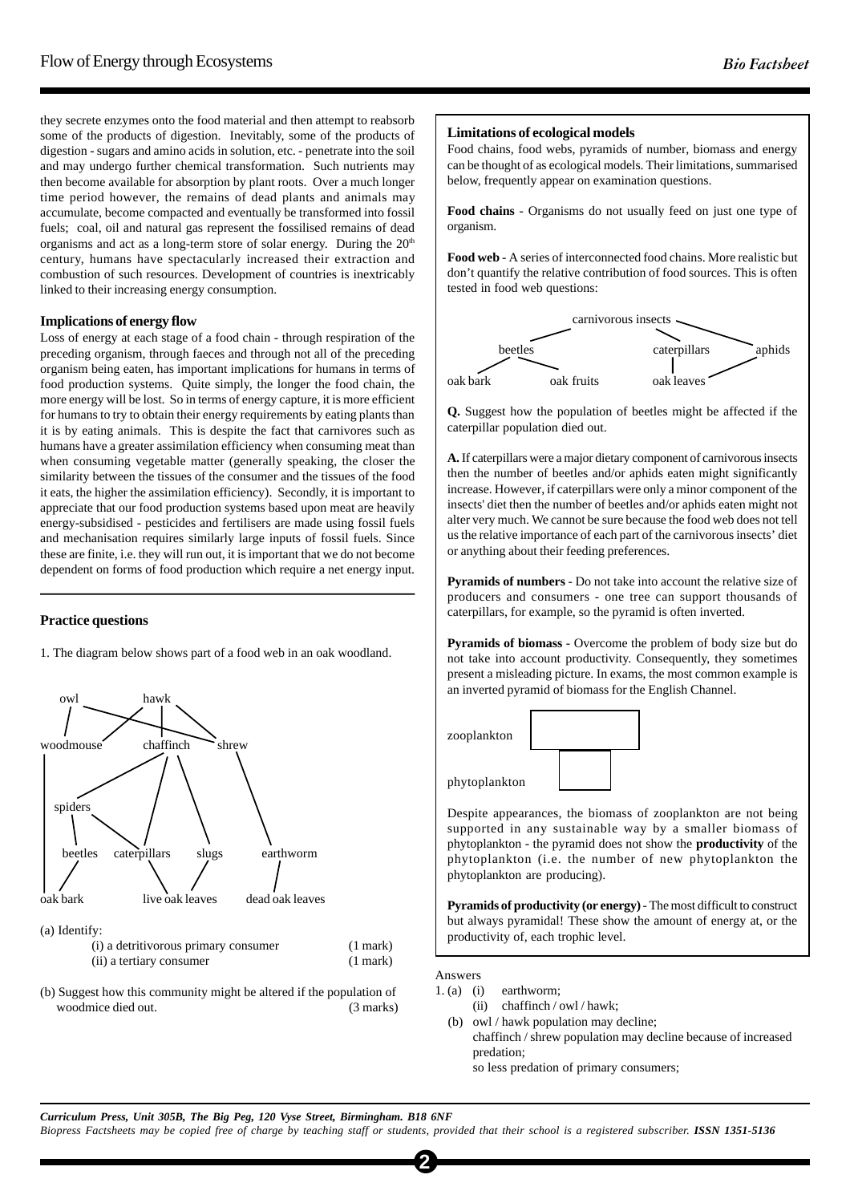they secrete enzymes onto the food material and then attempt to reabsorb some of the products of digestion. Inevitably, some of the products of digestion - sugars and amino acids in solution, etc. - penetrate into the soil and may undergo further chemical transformation. Such nutrients may then become available for absorption by plant roots. Over a much longer time period however, the remains of dead plants and animals may accumulate, become compacted and eventually be transformed into fossil fuels; coal, oil and natural gas represent the fossilised remains of dead organisms and act as a long-term store of solar energy. During the 20th century, humans have spectacularly increased their extraction and combustion of such resources. Development of countries is inextricably linked to their increasing energy consumption.

### Implications of energy flow

Loss of energy at each stage of a food chain - through respiration of the preceding organism, through faeces and through not all of the preceding organism being eaten, has important implications for humans in terms of food production systems. Quite simply, the longer the food chain, the more energy will be lost. So in terms of energy capture, it is more efficient for humans to try to obtain their energy requirements by eating plants than it is by eating animals. This is despite the fact that carnivores such as humans have a greater assimilation efficiency when consuming meat than when consuming vegetable matter (generally speaking, the closer the similarity between the tissues of the consumer and the tissues of the food it eats, the higher the assimilation efficiency). Secondly, it is important to appreciate that our food production systems based upon meat are heavily energy-subsidised - pesticides and fertilisers are made using fossil fuels and mechanisation requires similarly large inputs of fossil fuels. Since these are finite, i.e. they will run out, it is important that we do not become dependent on forms of food production which require a net energy input.

### Practice questions

1. The diagram below shows part of a food web in an oak woodland.

owl
hawk
woodmouse
chaffinch
shrew
spiders
beetles
caterpillars
slugs
earthworm
oak bark
live oak leaves
dead oak leaves

(a) Identify:

(i) a detritivorous primary consumer (1 mark)

(ii) a tertiary consumer (1 mark)

(b) Suggest how this community might be altered if the population of woodmice died out. (3 marks)

### Limitations of ecological models

Food chains, food webs, pyramids of number, biomass and energy can be thought of as ecological models. Their limitations, summarised below, frequently appear on examination questions.

**Food chains** - Organisms do not usually feed on just one type of organism.

**Food web** - A series of interconnected food chains. More realistic but don't quantify the relative contribution of food sources. This is often tested in food web questions:

carnivorous insects
beetles
caterpillars
aphids
oak bark
oak fruits
oak leaves

**Q.** Suggest how the population of beetles might be affected if the caterpillar population died out.

**A.** If caterpillars were a major dietary component of carnivorous insects then the number of beetles and/or aphids eaten might significantly increase. However, if caterpillars were only a minor component of the insects' diet then the number of beetles and/or aphids eaten might not alter very much. We cannot be sure because the food web does not tell us the relative importance of each part of the carnivorous insects' diet or anything about their feeding preferences.

**Pyramids of numbers** - Do not take into account the relative size of producers and consumers - one tree can support thousands of caterpillars, for example, so the pyramid is often inverted.

**Pyramids of biomass** - Overcome the problem of body size but do not take into account productivity. Consequently, they sometimes present a misleading picture. In exams, the most common example is an inverted pyramid of biomass for the English Channel.

zooplankton
phytoplankton

Despite appearances, the biomass of zooplankton are not being supported in any sustainable way by a smaller biomass of phytoplankton - the pyramid does not show the **productivity** of the phytoplankton (i.e. the number of new phytoplankton the phytoplankton are producing).

**Pyramids of productivity (or energy)** - The most difficult to construct but always pyramidal! These show the amount of energy at, or the productivity of, each trophic level.

Answers

1. (a) (i) earthworm;
   (ii) chaffinch / owl / hawk;
   (b) owl / hawk population may decline;
   chaffinch / shrew population may decline because of increased predation;
   so less predation of primary consumers;

*Curriculum Press, Unit 305B, The Big Peg, 120 Vyse Street, Birmingham. B18 6NF*
*Biopress Factsheets may be copied free of charge by teaching staff or students, provided that their school is a registered subscriber. ISSN 1351-5136*